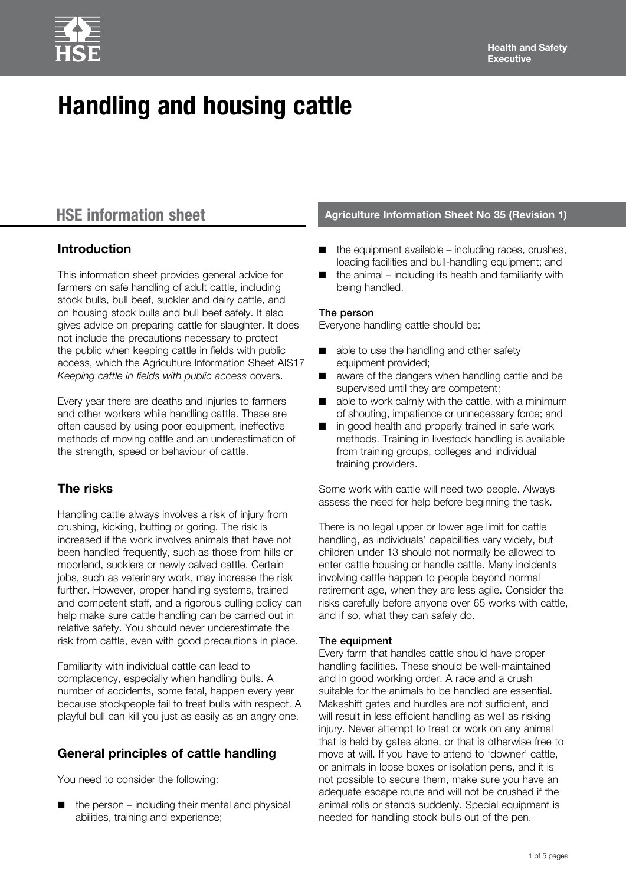# Handling and housing cattle

## HSE information sheet

**Agriculture Information Sheet No 35 (Revision 1)**

### Introduction

This information sheet provides general advice for farmers on safe handling of adult cattle, including stock bulls, bull beef, suckler and dairy cattle, and on housing stock bulls and bull beef safely. It also gives advice on preparing cattle for slaughter. It does not include the precautions necessary to protect the public when keeping cattle in fields with public access, which the Agriculture Information Sheet AIS17 *Keeping cattle in fields with public access* covers.

Every year there are deaths and injuries to farmers and other workers while handling cattle. These are often caused by using poor equipment, ineffective methods of moving cattle and an underestimation of the strength, speed or behaviour of cattle.

### The risks

Handling cattle always involves a risk of injury from crushing, kicking, butting or goring. The risk is increased if the work involves animals that have not been handled frequently, such as those from hills or moorland, sucklers or newly calved cattle. Certain jobs, such as veterinary work, may increase the risk further. However, proper handling systems, trained and competent staff, and a rigorous culling policy can help make sure cattle handling can be carried out in relative safety. You should never underestimate the risk from cattle, even with good precautions in place.

Familiarity with individual cattle can lead to complacency, especially when handling bulls. A number of accidents, some fatal, happen every year because stockpeople fail to treat bulls with respect. A playful bull can kill you just as easily as an angry one.

### General principles of cattle handling

You need to consider the following:

- the person – including their mental and physical abilities, training and experience;
- the equipment available – including races, crushes, loading facilities and bull-handling equipment; and
- the animal – including its health and familiarity with being handled.

#### The person

Everyone handling cattle should be:

- able to use the handling and other safety equipment provided;
- aware of the dangers when handling cattle and be supervised until they are competent;
- able to work calmly with the cattle, with a minimum of shouting, impatience or unnecessary force; and
- in good health and properly trained in safe work methods. Training in livestock handling is available from training groups, colleges and individual training providers.

Some work with cattle will need two people. Always assess the need for help before beginning the task.

There is no legal upper or lower age limit for cattle handling, as individuals' capabilities vary widely, but children under 13 should not normally be allowed to enter cattle housing or handle cattle. Many incidents involving cattle happen to people beyond normal retirement age, when they are less agile. Consider the risks carefully before anyone over 65 works with cattle, and if so, what they can safely do.

#### The equipment

Every farm that handles cattle should have proper handling facilities. These should be well-maintained and in good working order. A race and a crush suitable for the animals to be handled are essential. Makeshift gates and hurdles are not sufficient, and will result in less efficient handling as well as risking injury. Never attempt to treat or work on any animal that is held by gates alone, or that is otherwise free to move at will. If you have to attend to 'downer' cattle, or animals in loose boxes or isolation pens, and it is not possible to secure them, make sure you have an adequate escape route and will not be crushed if the animal rolls or stands suddenly. Special equipment is needed for handling stock bulls out of the pen.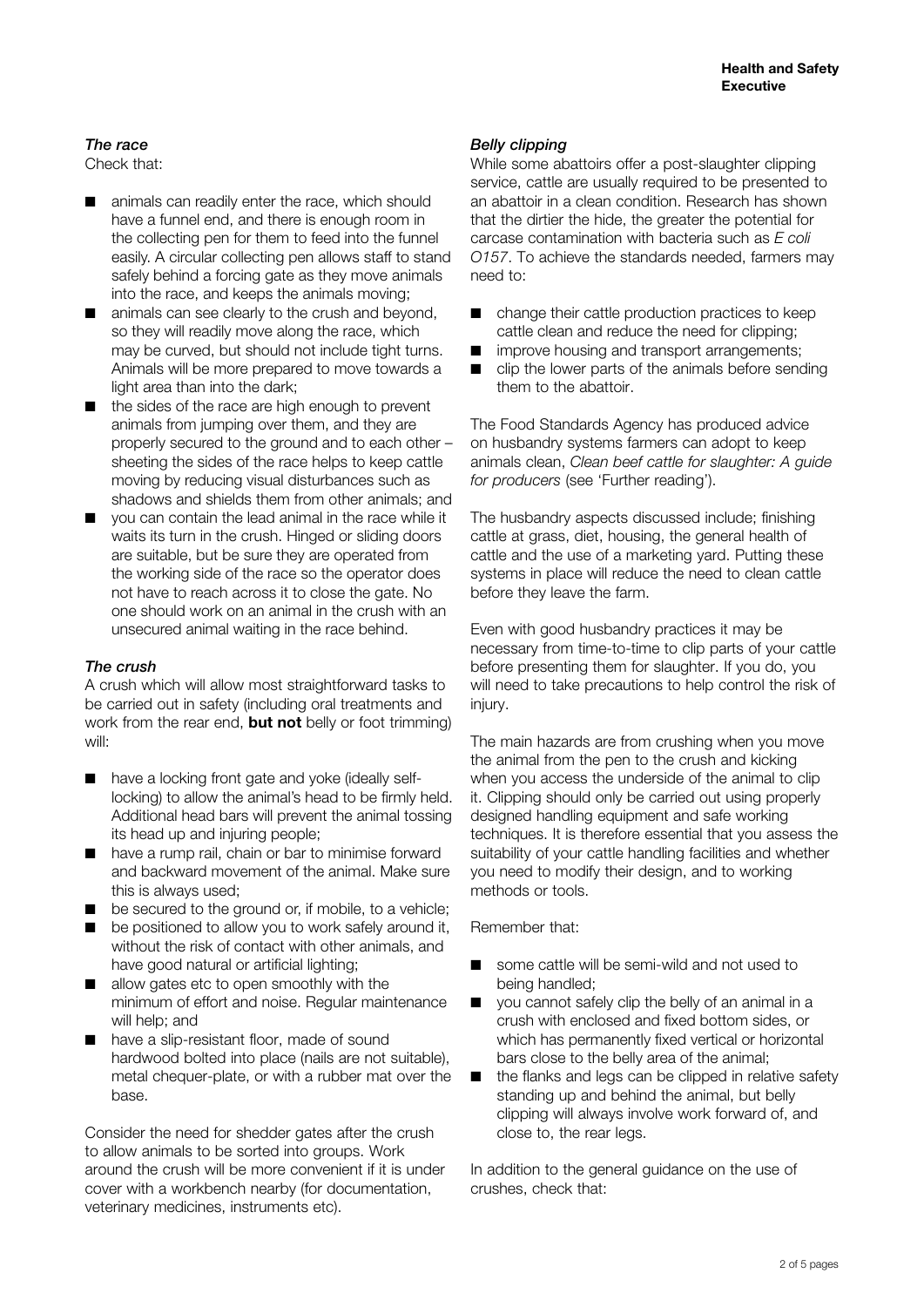### *The race*

Check that:

- animals can readily enter the race, which should have a funnel end, and there is enough room in the collecting pen for them to feed into the funnel easily. A circular collecting pen allows staff to stand safely behind a forcing gate as they move animals into the race, and keeps the animals moving;
- animals can see clearly to the crush and beyond, so they will readily move along the race, which may be curved, but should not include tight turns. Animals will be more prepared to move towards a light area than into the dark;
- the sides of the race are high enough to prevent animals from jumping over them, and they are properly secured to the ground and to each other – sheeting the sides of the race helps to keep cattle moving by reducing visual disturbances such as shadows and shields them from other animals; and
- you can contain the lead animal in the race while it waits its turn in the crush. Hinged or sliding doors are suitable, but be sure they are operated from the working side of the race so the operator does not have to reach across it to close the gate. No one should work on an animal in the crush with an unsecured animal waiting in the race behind.

### *The crush*

A crush which will allow most straightforward tasks to be carried out in safety (including oral treatments and work from the rear end, **but not** belly or foot trimming) will:

- have a locking front gate and yoke (ideally self-locking) to allow the animal's head to be firmly held. Additional head bars will prevent the animal tossing its head up and injuring people;
- have a rump rail, chain or bar to minimise forward and backward movement of the animal. Make sure this is always used;
- be secured to the ground or, if mobile, to a vehicle;
- be positioned to allow you to work safely around it, without the risk of contact with other animals, and have good natural or artificial lighting;
- allow gates etc to open smoothly with the minimum of effort and noise. Regular maintenance will help; and
- have a slip-resistant floor, made of sound hardwood bolted into place (nails are not suitable), metal chequer-plate, or with a rubber mat over the base.

Consider the need for shedder gates after the crush to allow animals to be sorted into groups. Work around the crush will be more convenient if it is under cover with a workbench nearby (for documentation, veterinary medicines, instruments etc).

### *Belly clipping*

While some abattoirs offer a post-slaughter clipping service, cattle are usually required to be presented to an abattoir in a clean condition. Research has shown that the dirtier the hide, the greater the potential for carcase contamination with bacteria such as *E coli O157*. To achieve the standards needed, farmers may need to:

- change their cattle production practices to keep cattle clean and reduce the need for clipping;
- improve housing and transport arrangements;
- clip the lower parts of the animals before sending them to the abattoir.

The Food Standards Agency has produced advice on husbandry systems farmers can adopt to keep animals clean, *Clean beef cattle for slaughter: A guide for producers* (see 'Further reading').

The husbandry aspects discussed include; finishing cattle at grass, diet, housing, the general health of cattle and the use of a marketing yard. Putting these systems in place will reduce the need to clean cattle before they leave the farm.

Even with good husbandry practices it may be necessary from time-to-time to clip parts of your cattle before presenting them for slaughter. If you do, you will need to take precautions to help control the risk of injury.

The main hazards are from crushing when you move the animal from the pen to the crush and kicking when you access the underside of the animal to clip it. Clipping should only be carried out using properly designed handling equipment and safe working techniques. It is therefore essential that you assess the suitability of your cattle handling facilities and whether you need to modify their design, and to working methods or tools.

Remember that:

- some cattle will be semi-wild and not used to being handled;
- you cannot safely clip the belly of an animal in a crush with enclosed and fixed bottom sides, or which has permanently fixed vertical or horizontal bars close to the belly area of the animal;
- the flanks and legs can be clipped in relative safety standing up and behind the animal, but belly clipping will always involve work forward of, and close to, the rear legs.

In addition to the general guidance on the use of crushes, check that: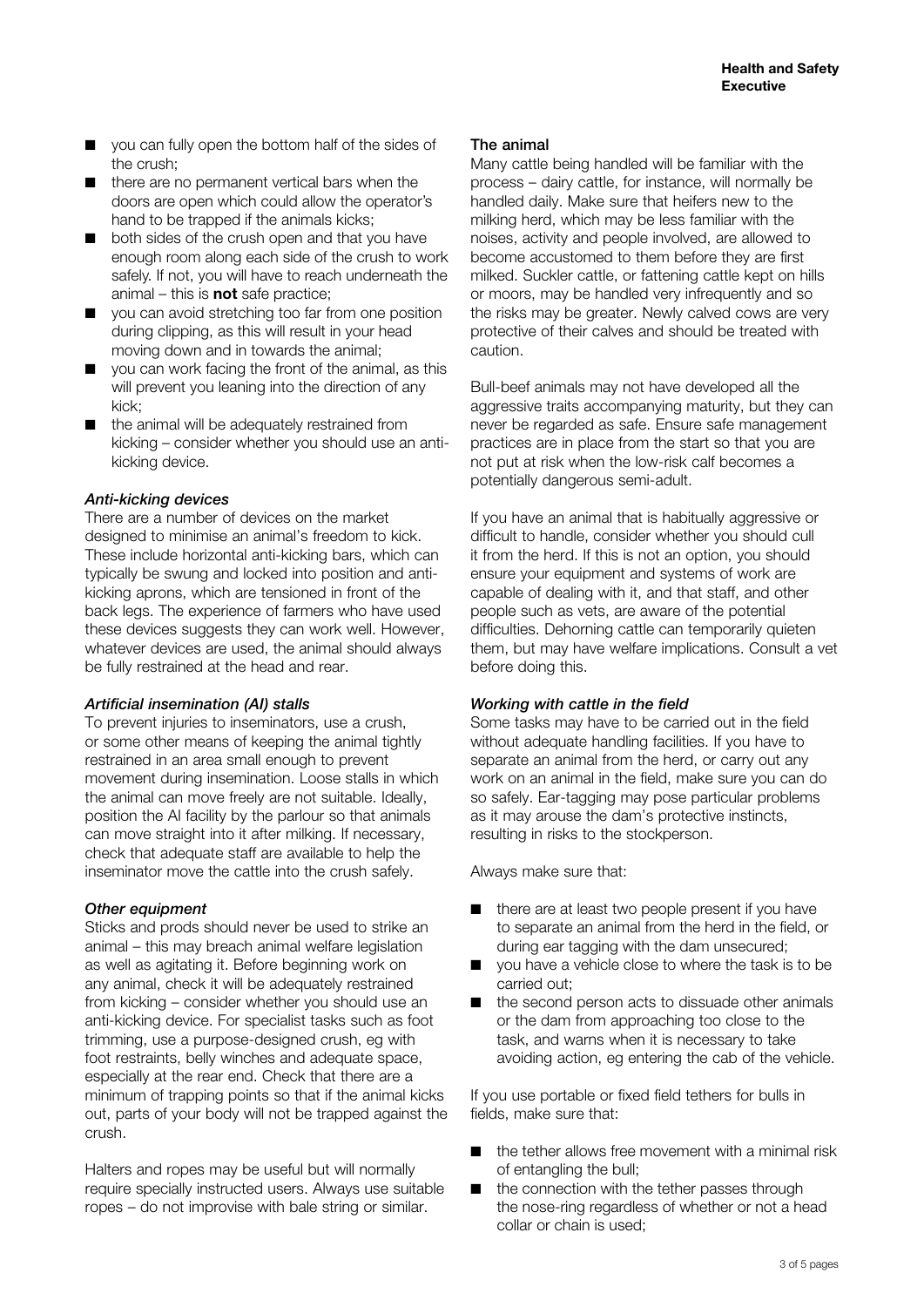- you can fully open the bottom half of the sides of the crush;
- there are no permanent vertical bars when the doors are open which could allow the operator's hand to be trapped if the animals kicks;
- both sides of the crush open and that you have enough room along each side of the crush to work safely. If not, you will have to reach underneath the animal – this is **not** safe practice;
- you can avoid stretching too far from one position during clipping, as this will result in your head moving down and in towards the animal;
- you can work facing the front of the animal, as this will prevent you leaning into the direction of any kick;
- the animal will be adequately restrained from kicking – consider whether you should use an anti-kicking device.

### *Anti-kicking devices*

There are a number of devices on the market designed to minimise an animal's freedom to kick. These include horizontal anti-kicking bars, which can typically be swung and locked into position and anti-kicking aprons, which are tensioned in front of the back legs. The experience of farmers who have used these devices suggests they can work well. However, whatever devices are used, the animal should always be fully restrained at the head and rear.

### *Artificial insemination (AI) stalls*

To prevent injuries to inseminators, use a crush, or some other means of keeping the animal tightly restrained in an area small enough to prevent movement during insemination. Loose stalls in which the animal can move freely are not suitable. Ideally, position the AI facility by the parlour so that animals can move straight into it after milking. If necessary, check that adequate staff are available to help the inseminator move the cattle into the crush safely.

### *Other equipment*

Sticks and prods should never be used to strike an animal – this may breach animal welfare legislation as well as agitating it. Before beginning work on any animal, check it will be adequately restrained from kicking – consider whether you should use an anti-kicking device. For specialist tasks such as foot trimming, use a purpose-designed crush, eg with foot restraints, belly winches and adequate space, especially at the rear end. Check that there are a minimum of trapping points so that if the animal kicks out, parts of your body will not be trapped against the crush.

Halters and ropes may be useful but will normally require specially instructed users. Always use suitable ropes – do not improvise with bale string or similar.

### The animal

Many cattle being handled will be familiar with the process – dairy cattle, for instance, will normally be handled daily. Make sure that heifers new to the milking herd, which may be less familiar with the noises, activity and people involved, are allowed to become accustomed to them before they are first milked. Suckler cattle, or fattening cattle kept on hills or moors, may be handled very infrequently and so the risks may be greater. Newly calved cows are very protective of their calves and should be treated with caution.

Bull-beef animals may not have developed all the aggressive traits accompanying maturity, but they can never be regarded as safe. Ensure safe management practices are in place from the start so that you are not put at risk when the low-risk calf becomes a potentially dangerous semi-adult.

If you have an animal that is habitually aggressive or difficult to handle, consider whether you should cull it from the herd. If this is not an option, you should ensure your equipment and systems of work are capable of dealing with it, and that staff, and other people such as vets, are aware of the potential difficulties. Dehorning cattle can temporarily quieten them, but may have welfare implications. Consult a vet before doing this.

### *Working with cattle in the field*

Some tasks may have to be carried out in the field without adequate handling facilities. If you have to separate an animal from the herd, or carry out any work on an animal in the field, make sure you can do so safely. Ear-tagging may pose particular problems as it may arouse the dam's protective instincts, resulting in risks to the stockperson.

Always make sure that:

- there are at least two people present if you have to separate an animal from the herd in the field, or during ear tagging with the dam unsecured;
- you have a vehicle close to where the task is to be carried out;
- the second person acts to dissuade other animals or the dam from approaching too close to the task, and warns when it is necessary to take avoiding action, eg entering the cab of the vehicle.

If you use portable or fixed field tethers for bulls in fields, make sure that:

- the tether allows free movement with a minimal risk of entangling the bull;
- the connection with the tether passes through the nose-ring regardless of whether or not a head collar or chain is used;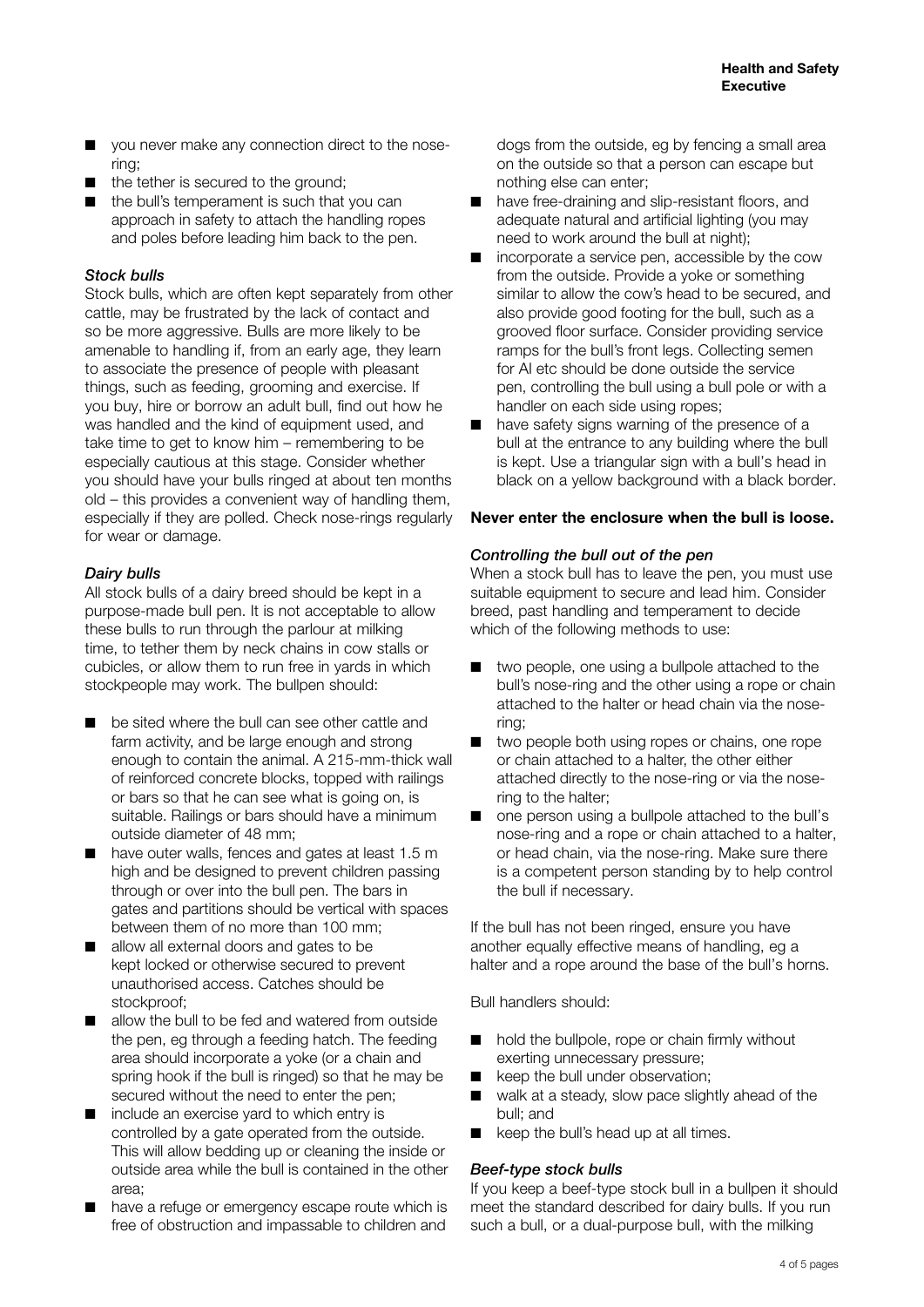- you never make any connection direct to the nose-ring;
- the tether is secured to the ground;
- the bull's temperament is such that you can approach in safety to attach the handling ropes and poles before leading him back to the pen.

### *Stock bulls*

Stock bulls, which are often kept separately from other cattle, may be frustrated by the lack of contact and so be more aggressive. Bulls are more likely to be amenable to handling if, from an early age, they learn to associate the presence of people with pleasant things, such as feeding, grooming and exercise. If you buy, hire or borrow an adult bull, find out how he was handled and the kind of equipment used, and take time to get to know him – remembering to be especially cautious at this stage. Consider whether you should have your bulls ringed at about ten months old – this provides a convenient way of handling them, especially if they are polled. Check nose-rings regularly for wear or damage.

### *Dairy bulls*

All stock bulls of a dairy breed should be kept in a purpose-made bull pen. It is not acceptable to allow these bulls to run through the parlour at milking time, to tether them by neck chains in cow stalls or cubicles, or allow them to run free in yards in which stockpeople may work. The bullpen should:

- be sited where the bull can see other cattle and farm activity, and be large enough and strong enough to contain the animal. A 215-mm-thick wall of reinforced concrete blocks, topped with railings or bars so that he can see what is going on, is suitable. Railings or bars should have a minimum outside diameter of 48 mm;
- have outer walls, fences and gates at least 1.5 m high and be designed to prevent children passing through or over into the bull pen. The bars in gates and partitions should be vertical with spaces between them of no more than 100 mm;
- allow all external doors and gates to be kept locked or otherwise secured to prevent unauthorised access. Catches should be stockproof;
- allow the bull to be fed and watered from outside the pen, eg through a feeding hatch. The feeding area should incorporate a yoke (or a chain and spring hook if the bull is ringed) so that he may be secured without the need to enter the pen;
- include an exercise yard to which entry is controlled by a gate operated from the outside. This will allow bedding up or cleaning the inside or outside area while the bull is contained in the other area;
- have a refuge or emergency escape route which is free of obstruction and impassable to children and dogs from the outside, eg by fencing a small area on the outside so that a person can escape but nothing else can enter;
- have free-draining and slip-resistant floors, and adequate natural and artificial lighting (you may need to work around the bull at night);
- incorporate a service pen, accessible by the cow from the outside. Provide a yoke or something similar to allow the cow's head to be secured, and also provide good footing for the bull, such as a grooved floor surface. Consider providing service ramps for the bull's front legs. Collecting semen for AI etc should be done outside the service pen, controlling the bull using a bull pole or with a handler on each side using ropes;
- have safety signs warning of the presence of a bull at the entrance to any building where the bull is kept. Use a triangular sign with a bull's head in black on a yellow background with a black border.

**Never enter the enclosure when the bull is loose.**

### *Controlling the bull out of the pen*

When a stock bull has to leave the pen, you must use suitable equipment to secure and lead him. Consider breed, past handling and temperament to decide which of the following methods to use:

- two people, one using a bullpole attached to the bull's nose-ring and the other using a rope or chain attached to the halter or head chain via the nose-ring;
- two people both using ropes or chains, one rope or chain attached to a halter, the other either attached directly to the nose-ring or via the nose-ring to the halter;
- one person using a bullpole attached to the bull's nose-ring and a rope or chain attached to a halter, or head chain, via the nose-ring. Make sure there is a competent person standing by to help control the bull if necessary.

If the bull has not been ringed, ensure you have another equally effective means of handling, eg a halter and a rope around the base of the bull's horns.

Bull handlers should:

- hold the bullpole, rope or chain firmly without exerting unnecessary pressure;
- keep the bull under observation;
- walk at a steady, slow pace slightly ahead of the bull; and
- keep the bull's head up at all times.

### *Beef-type stock bulls*

If you keep a beef-type stock bull in a bullpen it should meet the standard described for dairy bulls. If you run such a bull, or a dual-purpose bull, with the milking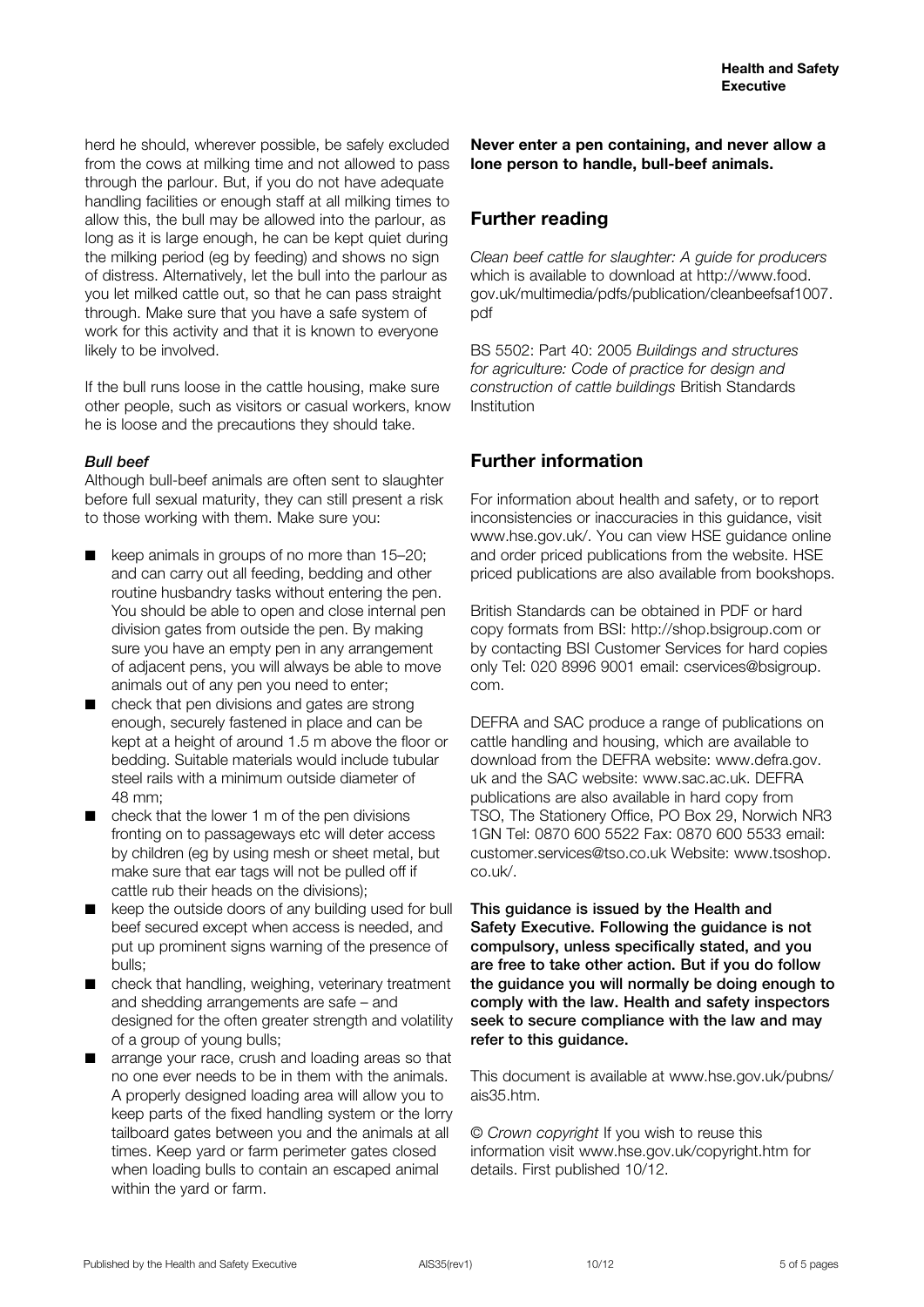herd he should, wherever possible, be safely excluded from the cows at milking time and not allowed to pass through the parlour. But, if you do not have adequate handling facilities or enough staff at all milking times to allow this, the bull may be allowed into the parlour, as long as it is large enough, he can be kept quiet during the milking period (eg by feeding) and shows no sign of distress. Alternatively, let the bull into the parlour as you let milked cattle out, so that he can pass straight through. Make sure that you have a safe system of work for this activity and that it is known to everyone likely to be involved.

If the bull runs loose in the cattle housing, make sure other people, such as visitors or casual workers, know he is loose and the precautions they should take.

***Bull beef***

Although bull-beef animals are often sent to slaughter before full sexual maturity, they can still present a risk to those working with them. Make sure you:

- keep animals in groups of no more than 15–20; and can carry out all feeding, bedding and other routine husbandry tasks without entering the pen. You should be able to open and close internal pen division gates from outside the pen. By making sure you have an empty pen in any arrangement of adjacent pens, you will always be able to move animals out of any pen you need to enter;
- check that pen divisions and gates are strong enough, securely fastened in place and can be kept at a height of around 1.5 m above the floor or bedding. Suitable materials would include tubular steel rails with a minimum outside diameter of 48 mm;
- check that the lower 1 m of the pen divisions fronting on to passageways etc will deter access by children (eg by using mesh or sheet metal, but make sure that ear tags will not be pulled off if cattle rub their heads on the divisions);
- keep the outside doors of any building used for bull beef secured except when access is needed, and put up prominent signs warning of the presence of bulls;
- check that handling, weighing, veterinary treatment and shedding arrangements are safe – and designed for the often greater strength and volatility of a group of young bulls;
- arrange your race, crush and loading areas so that no one ever needs to be in them with the animals. A properly designed loading area will allow you to keep parts of the fixed handling system or the lorry tailboard gates between you and the animals at all times. Keep yard or farm perimeter gates closed when loading bulls to contain an escaped animal within the yard or farm.

**Never enter a pen containing, and never allow a lone person to handle, bull-beef animals.**

## Further reading

*Clean beef cattle for slaughter: A guide for producers* which is available to download at http://www.food.gov.uk/multimedia/pdfs/publication/cleanbeefsaf1007.pdf

BS 5502: Part 40: 2005 *Buildings and structures for agriculture: Code of practice for design and construction of cattle buildings* British Standards Institution

## Further information

For information about health and safety, or to report inconsistencies or inaccuracies in this guidance, visit www.hse.gov.uk/. You can view HSE guidance online and order priced publications from the website. HSE priced publications are also available from bookshops.

British Standards can be obtained in PDF or hard copy formats from BSI: http://shop.bsigroup.com or by contacting BSI Customer Services for hard copies only Tel: 020 8996 9001 email: cservices@bsigroup.com.

DEFRA and SAC produce a range of publications on cattle handling and housing, which are available to download from the DEFRA website: www.defra.gov.uk and the SAC website: www.sac.ac.uk. DEFRA publications are also available in hard copy from TSO, The Stationery Office, PO Box 29, Norwich NR3 1GN Tel: 0870 600 5522 Fax: 0870 600 5533 email: customer.services@tso.co.uk Website: www.tsoshop.co.uk/.

**This guidance is issued by the Health and Safety Executive. Following the guidance is not compulsory, unless specifically stated, and you are free to take other action. But if you do follow the guidance you will normally be doing enough to comply with the law. Health and safety inspectors seek to secure compliance with the law and may refer to this guidance.**

This document is available at www.hse.gov.uk/pubns/ais35.htm.

© *Crown copyright* If you wish to reuse this information visit www.hse.gov.uk/copyright.htm for details. First published 10/12.